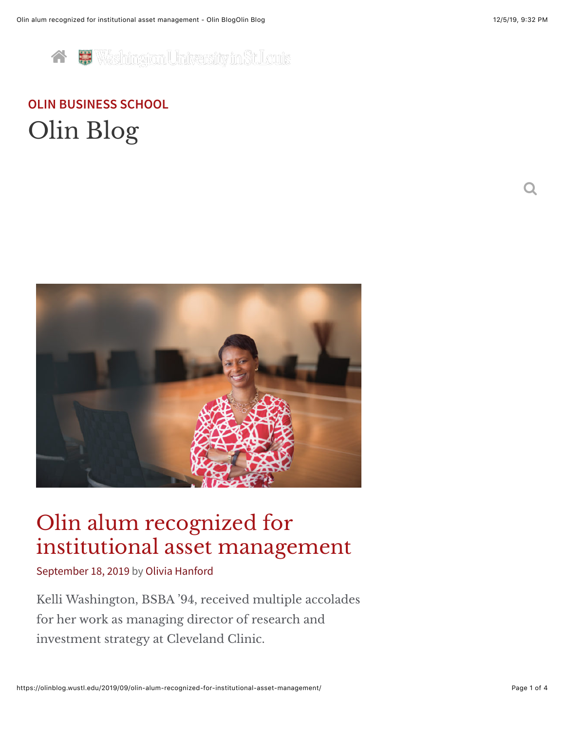OLIN BUSINESS SCHOOL

# Olin Blog

## Olin alum recognized for institutional asset management

September 18, 2019 by Olivia Hanford

Kelli Washington, BSBA '94, received multiple accolades for her work as managing director of research and investment strategy at Cleveland Clinic.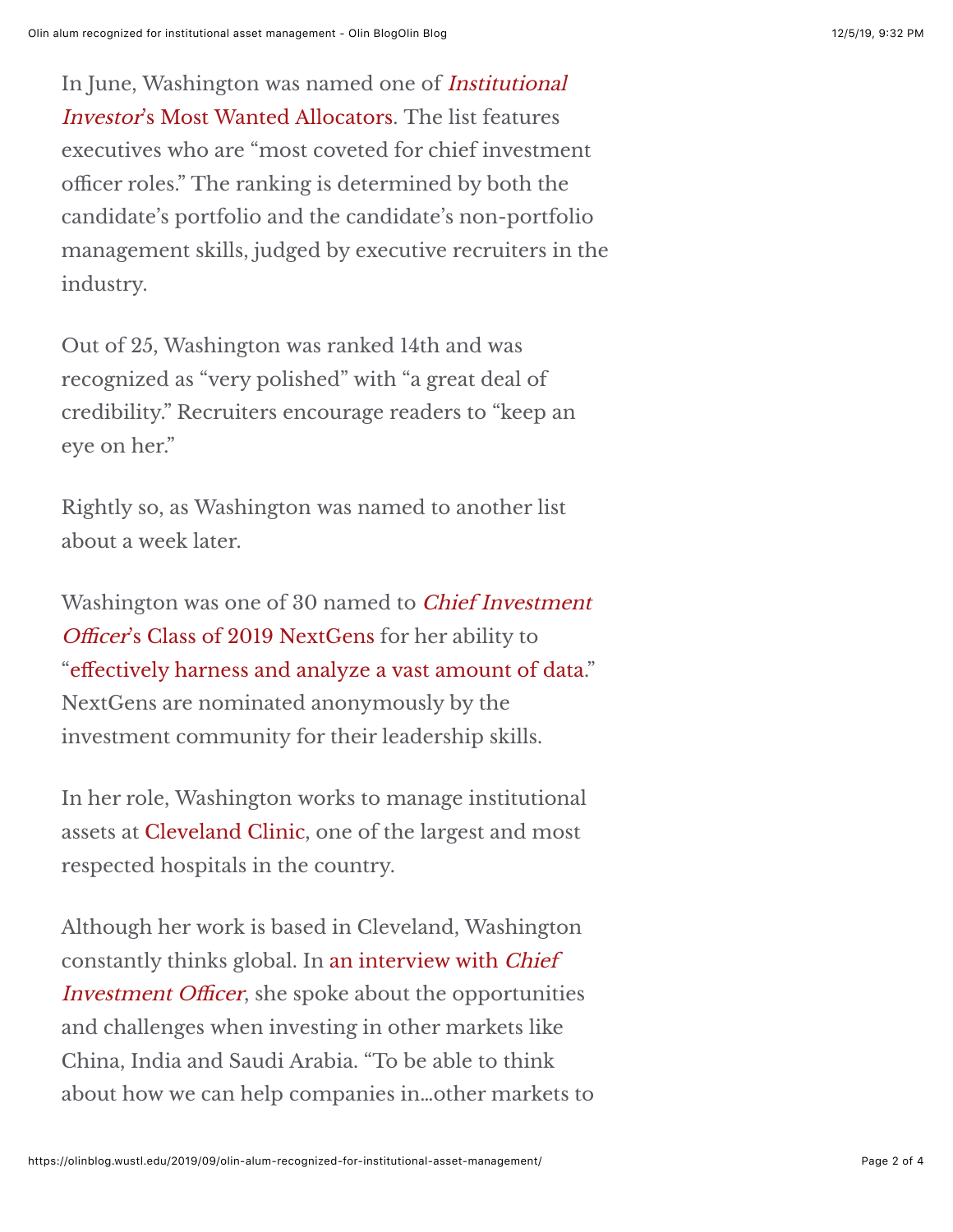In June, Washington was named one of *Institutional Investor*'s Most Wanted Allocators. The list features executives who are "most coveted for chief investment officer roles." The ranking is determined by both the candidate's portfolio and the candidate's non-portfolio management skills, judged by executive recruiters in the industry.

Out of 25, Washington was ranked 14th and was recognized as "very polished" with "a great deal of credibility." Recruiters encourage readers to "keep an eye on her."

Rightly so, as Washington was named to another list about a week later.

Washington was one of 30 named to *Chief Investment Officer*'s Class of 2019 NextGens for her ability to "effectively harness and analyze a vast amount of data." NextGens are nominated anonymously by the investment community for their leadership skills.

In her role, Washington works to manage institutional assets at Cleveland Clinic, one of the largest and most respected hospitals in the country.

Although her work is based in Cleveland, Washington constantly thinks global. In an interview with *Chief Investment Officer*, she spoke about the opportunities and challenges when investing in other markets like China, India and Saudi Arabia. "To be able to think about how we can help companies in…other markets to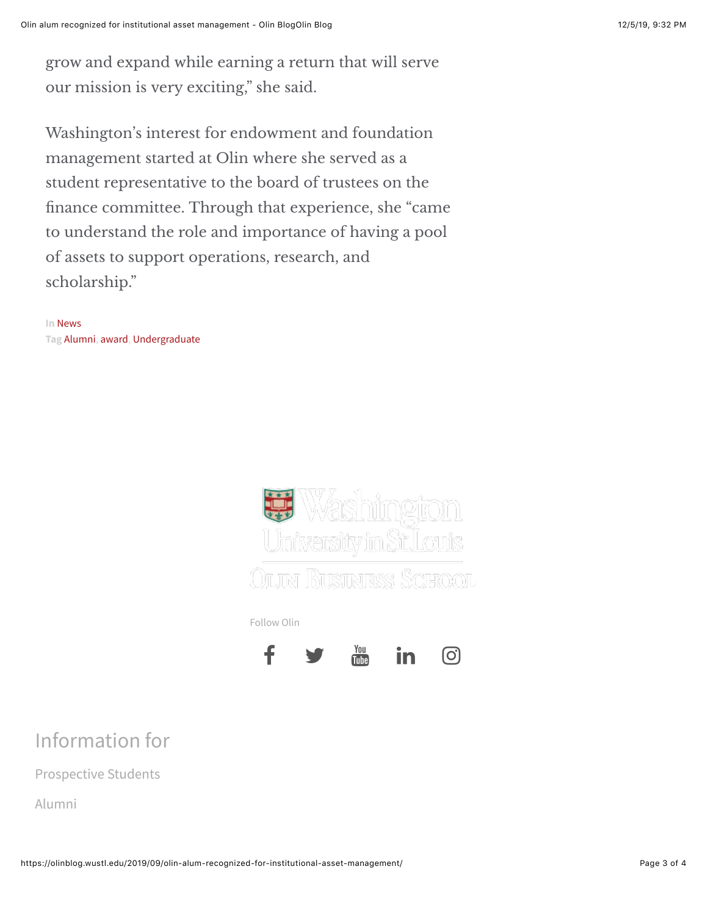grow and expand while earning a return that will serve our mission is very exciting," she said.

Washington's interest for endowment and foundation management started at Olin where she served as a student representative to the board of trustees on the finance committee. Through that experience, she "came to understand the role and importance of having a pool of assets to support operations, research, and scholarship."

In News
Tag Alumni, award, Undergraduate

Washington University in St. Louis
Olin Business School

Follow Olin

## Information for

Prospective Students

Alumni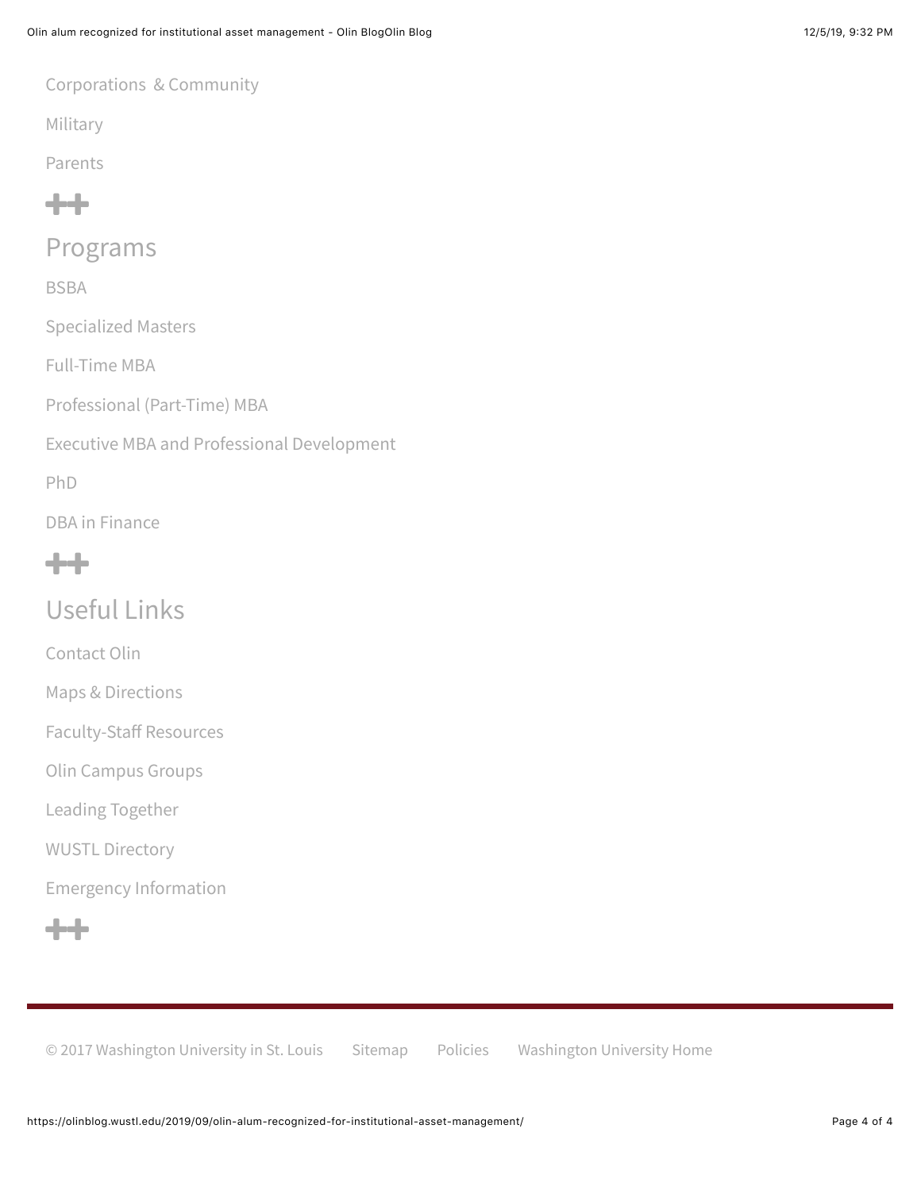Corporations & Community

Military

Parents

## Programs

BSBA

Specialized Masters

Full-Time MBA

Professional (Part-Time) MBA

Executive MBA and Professional Development

PhD

DBA in Finance

## Useful Links

Contact Olin

Maps & Directions

Faculty-Staff Resources

Olin Campus Groups

Leading Together

WUSTL Directory

Emergency Information

---

© 2017 Washington University in St. Louis    Sitemap    Policies    Washington University Home